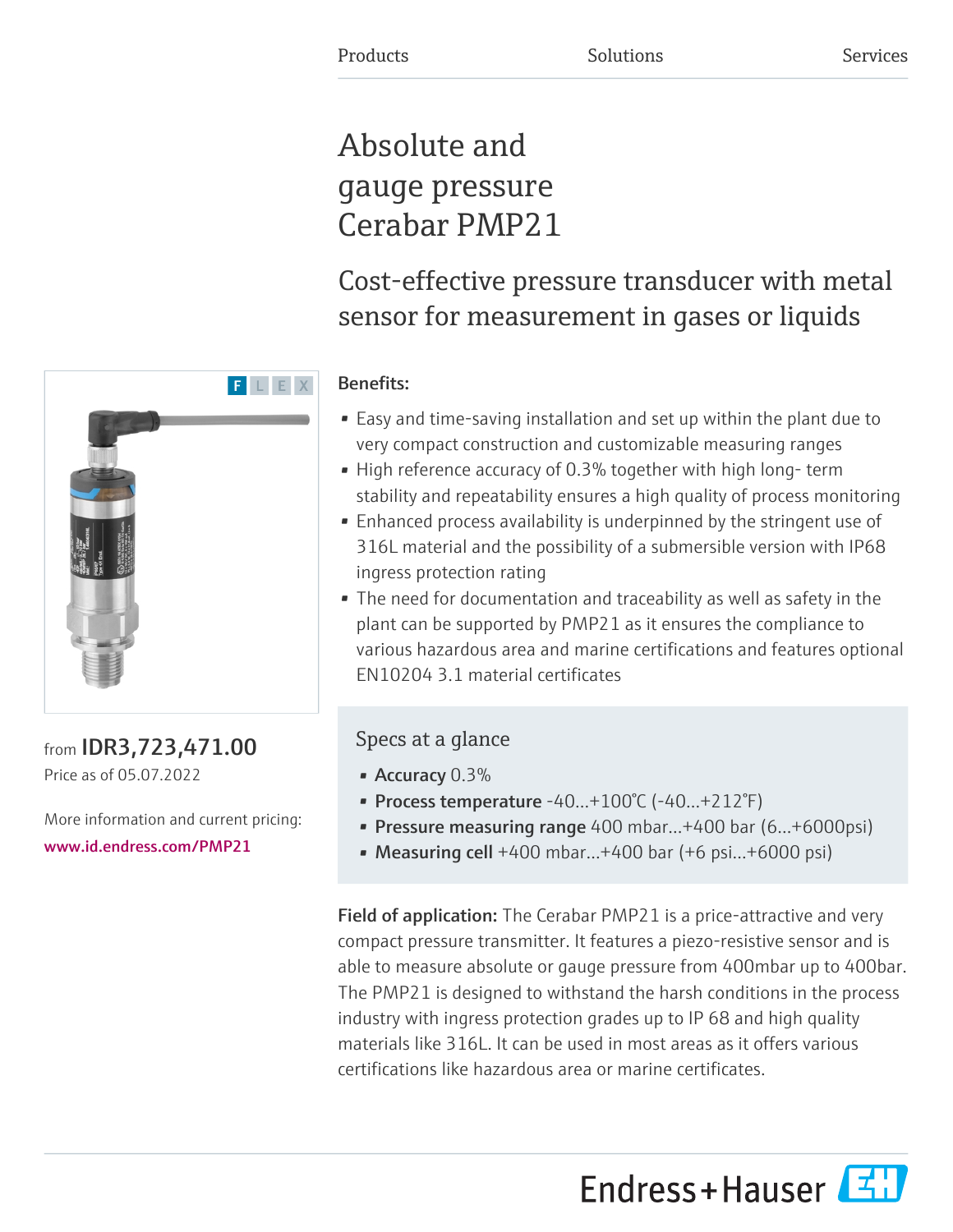Products Solutions Services

# Absolute and gauge pressure Cerabar PMP21

## Cost-effective pressure transducer with metal sensor for measurement in gases or liquids

F L E X

from **IDR3,723,471.00**

Price as of 05.07.2022

More information and current pricing:

www.id.endress.com/PMP21

**Benefits:**

- Easy and time-saving installation and set up within the plant due to very compact construction and customizable measuring ranges
- High reference accuracy of 0.3% together with high long- term stability and repeatability ensures a high quality of process monitoring
- Enhanced process availability is underpinned by the stringent use of 316L material and the possibility of a submersible version with IP68 ingress protection rating
- The need for documentation and traceability as well as safety in the plant can be supported by PMP21 as it ensures the compliance to various hazardous area and marine certifications and features optional EN10204 3.1 material certificates

### Specs at a glance

- **Accuracy** 0.3%
- **Process temperature** -40...+100°C (-40...+212°F)
- **Pressure measuring range** 400 mbar...+400 bar (6...+6000psi)
- **Measuring cell** +400 mbar...+400 bar (+6 psi...+6000 psi)

**Field of application:** The Cerabar PMP21 is a price-attractive and very compact pressure transmitter. It features a piezo-resistive sensor and is able to measure absolute or gauge pressure from 400mbar up to 400bar. The PMP21 is designed to withstand the harsh conditions in the process industry with ingress protection grades up to IP 68 and high quality materials like 316L. It can be used in most areas as it offers various certifications like hazardous area or marine certificates.

Endress+Hauser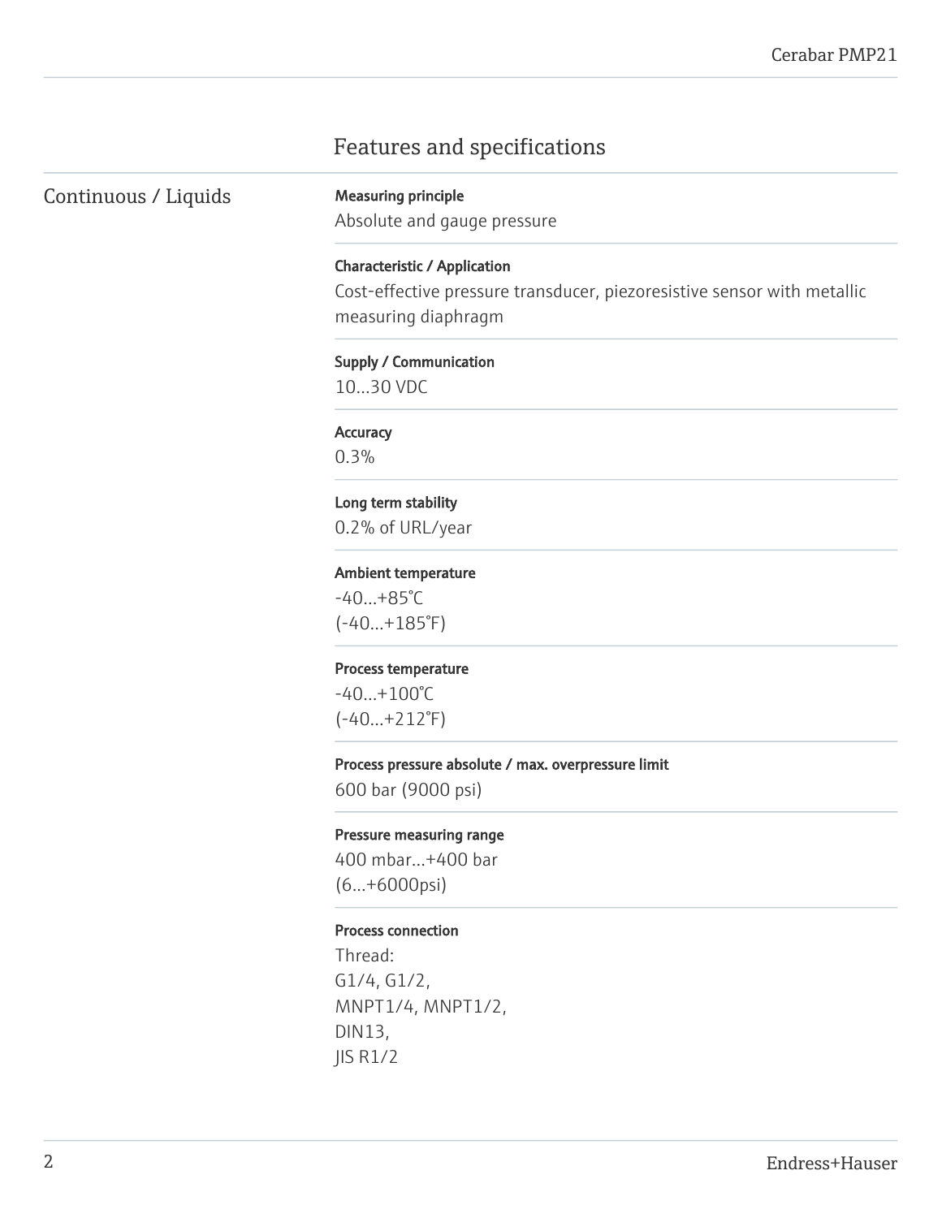## Features and specifications

### Continuous / Liquids

**Measuring principle**
Absolute and gauge pressure

**Characteristic / Application**
Cost-effective pressure transducer, piezoresistive sensor with metallic measuring diaphragm

**Supply / Communication**
10...30 VDC

**Accuracy**
0.3%

**Long term stability**
0.2% of URL/year

**Ambient temperature**
-40...+85°C
(-40...+185°F)

**Process temperature**
-40...+100°C
(-40...+212°F)

**Process pressure absolute / max. overpressure limit**
600 bar (9000 psi)

**Pressure measuring range**
400 mbar...+400 bar
(6...+6000psi)

**Process connection**
Thread:
G1/4, G1/2,
MNPT1/4, MNPT1/2,
DIN13,
JIS R1/2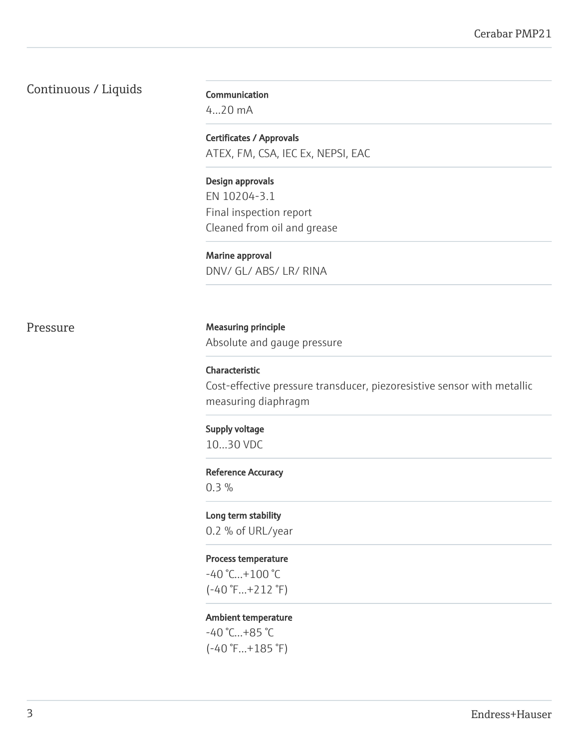## Continuous / Liquids

**Communication**
4...20 mA

**Certificates / Approvals**
ATEX, FM, CSA, IEC Ex, NEPSI, EAC

**Design approvals**
EN 10204-3.1
Final inspection report
Cleaned from oil and grease

**Marine approval**
DNV/ GL/ ABS/ LR/ RINA

## Pressure

**Measuring principle**
Absolute and gauge pressure

**Characteristic**
Cost-effective pressure transducer, piezoresistive sensor with metallic measuring diaphragm

**Supply voltage**
10...30 VDC

**Reference Accuracy**
0.3 %

**Long term stability**
0.2 % of URL/year

**Process temperature**
-40 °C...+100 °C
(-40 °F...+212 °F)

**Ambient temperature**
-40 °C...+85 °C
(-40 °F...+185 °F)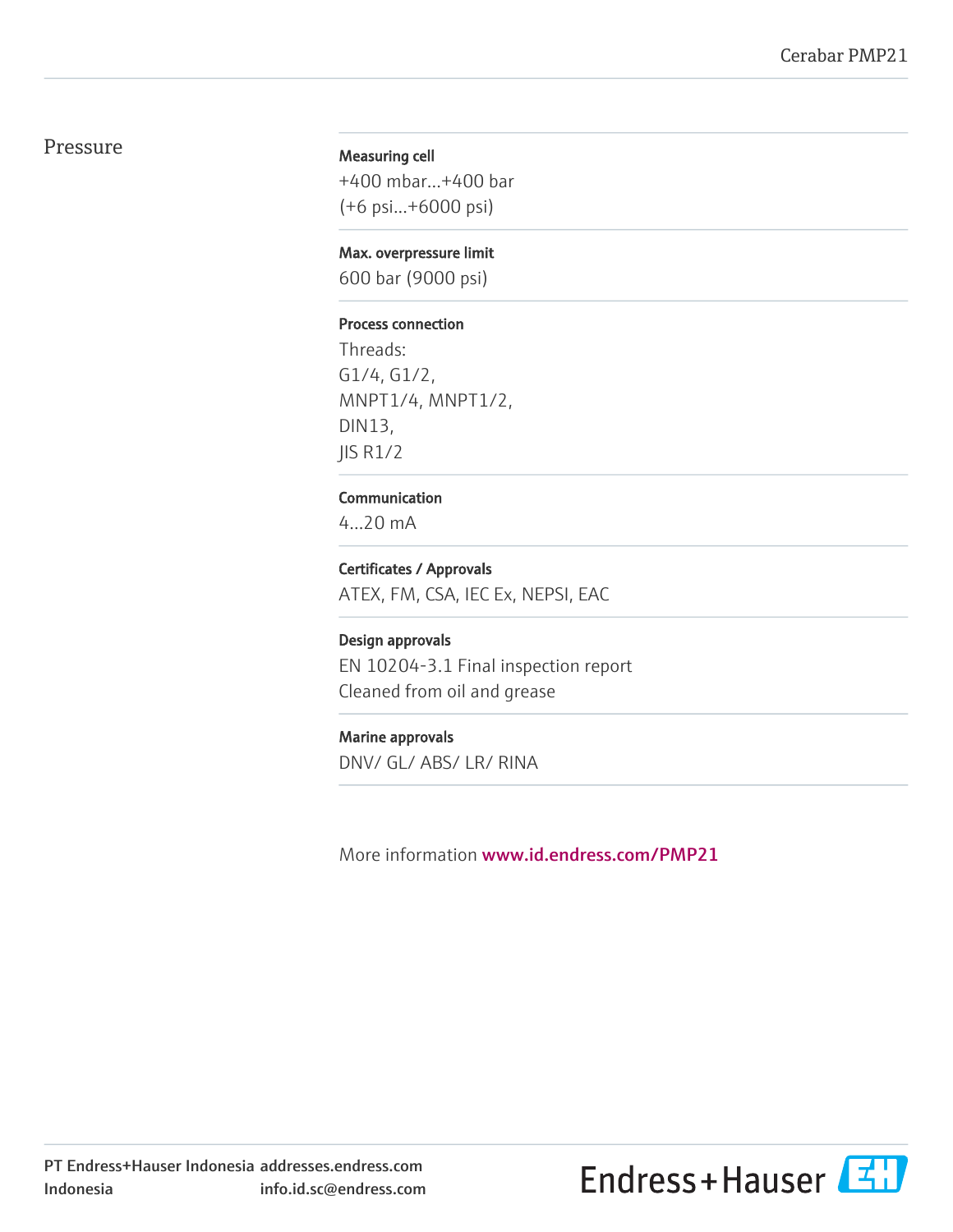## Pressure

**Measuring cell**

+400 mbar...+400 bar
(+6 psi...+6000 psi)

**Max. overpressure limit**

600 bar (9000 psi)

**Process connection**

Threads:
G1/4, G1/2,
MNPT1/4, MNPT1/2,
DIN13,
JIS R1/2

**Communication**

4...20 mA

**Certificates / Approvals**

ATEX, FM, CSA, IEC Ex, NEPSI, EAC

**Design approvals**

EN 10204-3.1 Final inspection report
Cleaned from oil and grease

**Marine approvals**

DNV/ GL/ ABS/ LR/ RINA

More information **www.id.endress.com/PMP21**

PT Endress+Hauser Indonesia
Indonesia

addresses.endress.com
info.id.sc@endress.com

Endress+Hauser